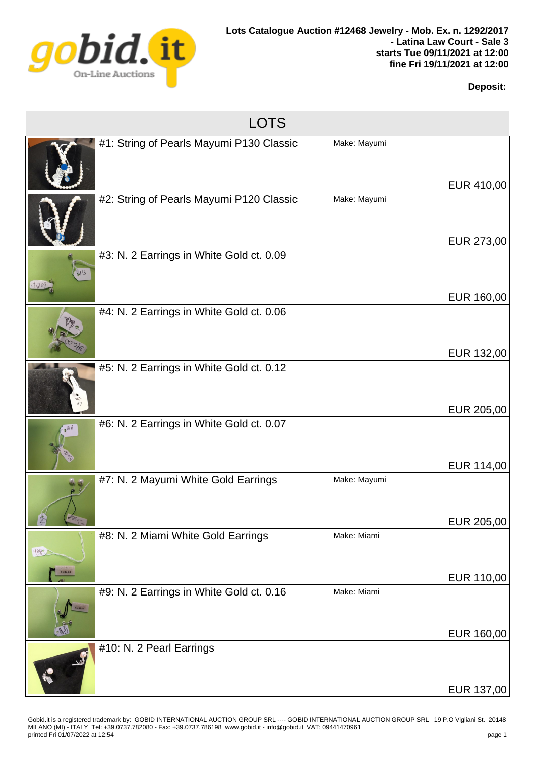**Lots Catalogue Auction #12468 Jewelry - Mob. Ex. n. 1292/2017 - Latina Law Court - Sale 3**
**starts Tue 09/11/2021 at 12:00**
**fine Fri 19/11/2021 at 12:00**

**Deposit:**

## LOTS

| Lot | Make | Price |
|---|---|---|
| #1: String of Pearls Mayumi P130 Classic | Make: Mayumi | EUR 410,00 |
| #2: String of Pearls Mayumi P120 Classic | Make: Mayumi | EUR 273,00 |
| #3: N. 2 Earrings in White Gold ct. 0.09 | | EUR 160,00 |
| #4: N. 2 Earrings in White Gold ct. 0.06 | | EUR 132,00 |
| #5: N. 2 Earrings in White Gold ct. 0.12 | | EUR 205,00 |
| #6: N. 2 Earrings in White Gold ct. 0.07 | | EUR 114,00 |
| #7: N. 2 Mayumi White Gold Earrings | Make: Mayumi | EUR 205,00 |
| #8: N. 2 Miami White Gold Earrings | Make: Miami | EUR 110,00 |
| #9: N. 2 Earrings in White Gold ct. 0.16 | Make: Miami | EUR 160,00 |
| #10: N. 2 Pearl Earrings | | EUR 137,00 |

Gobid.it is a registered trademark by: GOBID INTERNATIONAL AUCTION GROUP SRL ---- GOBID INTERNATIONAL AUCTION GROUP SRL 19 P.O Vigliani St. 20148 MILANO (MI) - ITALY Tel: +39.0737.782080 - Fax: +39.0737.786198 www.gobid.it - info@gobid.it VAT: 09441470961
printed Fri 01/07/2022 at 12:54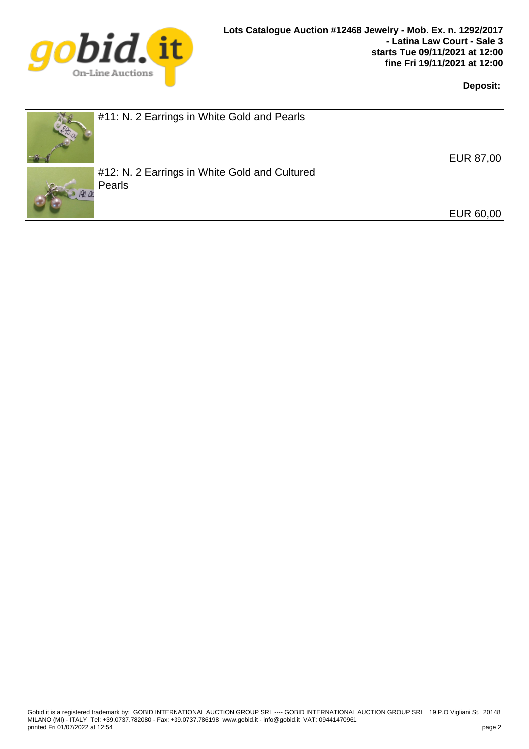**Lots Catalogue Auction #12468 Jewelry - Mob. Ex. n. 1292/2017 - Latina Law Court - Sale 3**
**starts Tue 09/11/2021 at 12:00**
**fine Fri 19/11/2021 at 12:00**

**Deposit:**

| | |
|---|---|
| #11: N. 2 Earrings in White Gold and Pearls | EUR 87,00 |
| #12: N. 2 Earrings in White Gold and Cultured Pearls | EUR 60,00 |

Gobid.it is a registered trademark by: GOBID INTERNATIONAL AUCTION GROUP SRL ---- GOBID INTERNATIONAL AUCTION GROUP SRL 19 P.O Vigliani St. 20148 MILANO (MI) - ITALY Tel: +39.0737.782080 - Fax: +39.0737.786198 www.gobid.it - info@gobid.it VAT: 09441470961
printed Fri 01/07/2022 at 12:54